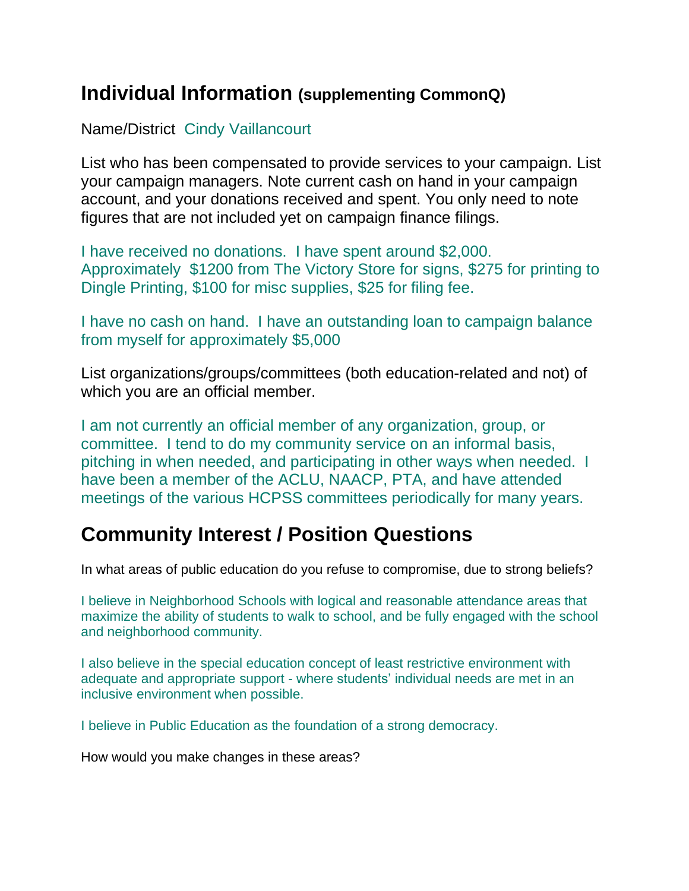## Individual Information (supplementing CommonQ)

Name/District Cindy Vaillancourt

List who has been compensated to provide services to your campaign. List your campaign managers. Note current cash on hand in your campaign account, and your donations received and spent. You only need to note figures that are not included yet on campaign finance filings.

I have received no donations. I have spent around $2,000. Approximately $1200 from The Victory Store for signs, $275 for printing to Dingle Printing, $100 for misc supplies, $25 for filing fee.

I have no cash on hand. I have an outstanding loan to campaign balance from myself for approximately $5,000

List organizations/groups/committees (both education-related and not) of which you are an official member.

I am not currently an official member of any organization, group, or committee. I tend to do my community service on an informal basis, pitching in when needed, and participating in other ways when needed. I have been a member of the ACLU, NAACP, PTA, and have attended meetings of the various HCPSS committees periodically for many years.

## Community Interest / Position Questions

In what areas of public education do you refuse to compromise, due to strong beliefs?

I believe in Neighborhood Schools with logical and reasonable attendance areas that maximize the ability of students to walk to school, and be fully engaged with the school and neighborhood community.

I also believe in the special education concept of least restrictive environment with adequate and appropriate support - where students' individual needs are met in an inclusive environment when possible.

I believe in Public Education as the foundation of a strong democracy.

How would you make changes in these areas?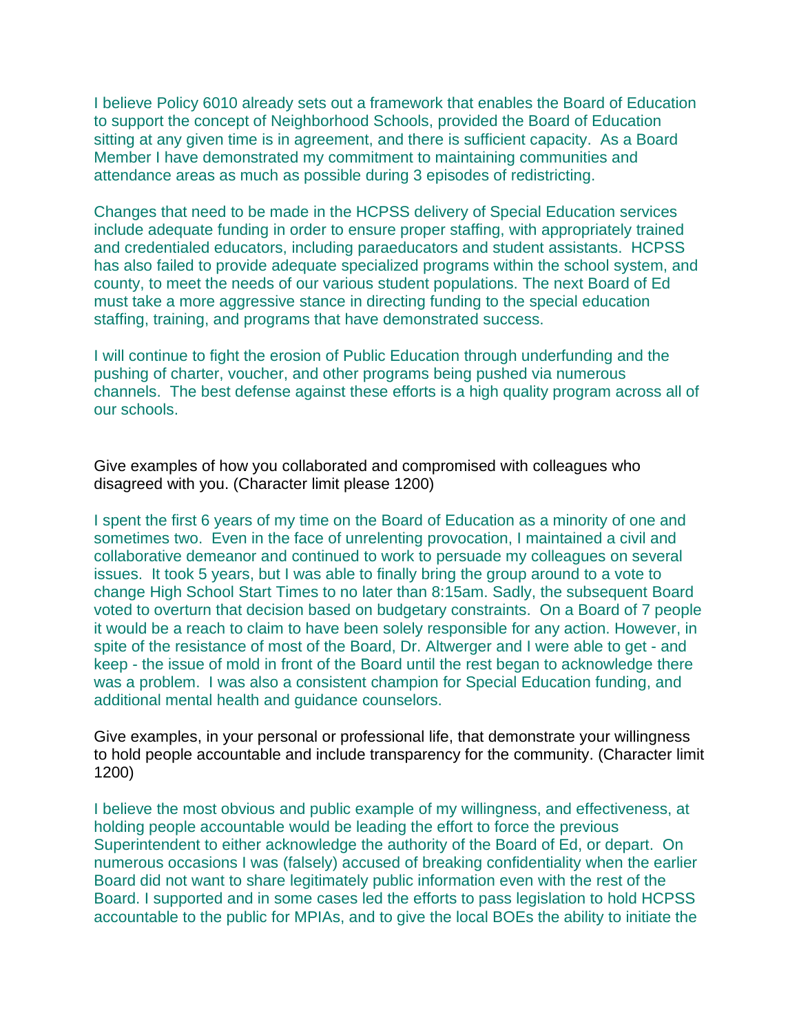I believe Policy 6010 already sets out a framework that enables the Board of Education to support the concept of Neighborhood Schools, provided the Board of Education sitting at any given time is in agreement, and there is sufficient capacity. As a Board Member I have demonstrated my commitment to maintaining communities and attendance areas as much as possible during 3 episodes of redistricting.

Changes that need to be made in the HCPSS delivery of Special Education services include adequate funding in order to ensure proper staffing, with appropriately trained and credentialed educators, including paraeducators and student assistants. HCPSS has also failed to provide adequate specialized programs within the school system, and county, to meet the needs of our various student populations. The next Board of Ed must take a more aggressive stance in directing funding to the special education staffing, training, and programs that have demonstrated success.

I will continue to fight the erosion of Public Education through underfunding and the pushing of charter, voucher, and other programs being pushed via numerous channels. The best defense against these efforts is a high quality program across all of our schools.

Give examples of how you collaborated and compromised with colleagues who disagreed with you. (Character limit please 1200)

I spent the first 6 years of my time on the Board of Education as a minority of one and sometimes two. Even in the face of unrelenting provocation, I maintained a civil and collaborative demeanor and continued to work to persuade my colleagues on several issues. It took 5 years, but I was able to finally bring the group around to a vote to change High School Start Times to no later than 8:15am. Sadly, the subsequent Board voted to overturn that decision based on budgetary constraints. On a Board of 7 people it would be a reach to claim to have been solely responsible for any action. However, in spite of the resistance of most of the Board, Dr. Altwerger and I were able to get - and keep - the issue of mold in front of the Board until the rest began to acknowledge there was a problem. I was also a consistent champion for Special Education funding, and additional mental health and guidance counselors.

Give examples, in your personal or professional life, that demonstrate your willingness to hold people accountable and include transparency for the community. (Character limit 1200)

I believe the most obvious and public example of my willingness, and effectiveness, at holding people accountable would be leading the effort to force the previous Superintendent to either acknowledge the authority of the Board of Ed, or depart. On numerous occasions I was (falsely) accused of breaking confidentiality when the earlier Board did not want to share legitimately public information even with the rest of the Board. I supported and in some cases led the efforts to pass legislation to hold HCPSS accountable to the public for MPIAs, and to give the local BOEs the ability to initiate the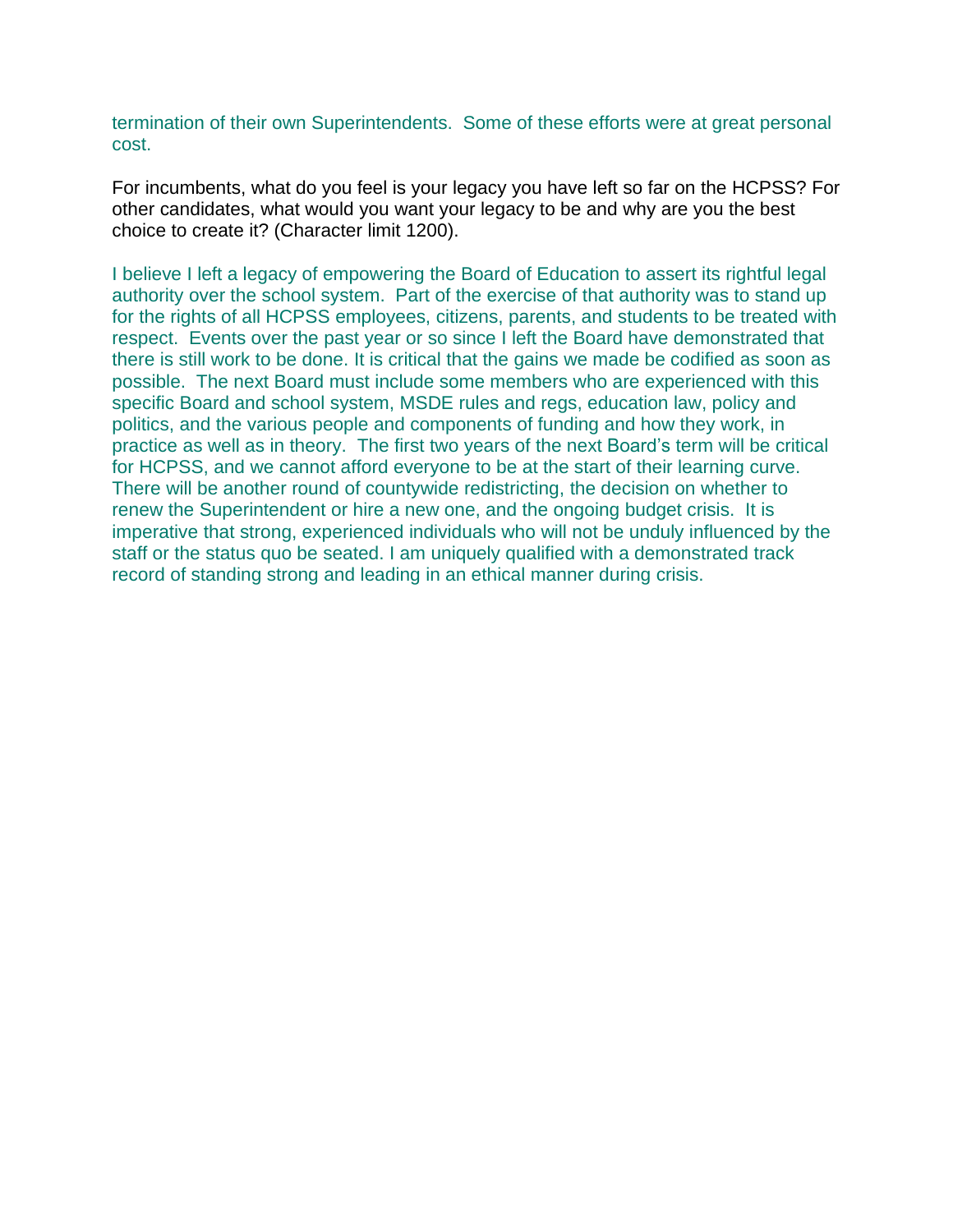termination of their own Superintendents. Some of these efforts were at great personal cost.

For incumbents, what do you feel is your legacy you have left so far on the HCPSS? For other candidates, what would you want your legacy to be and why are you the best choice to create it? (Character limit 1200).

I believe I left a legacy of empowering the Board of Education to assert its rightful legal authority over the school system. Part of the exercise of that authority was to stand up for the rights of all HCPSS employees, citizens, parents, and students to be treated with respect. Events over the past year or so since I left the Board have demonstrated that there is still work to be done. It is critical that the gains we made be codified as soon as possible. The next Board must include some members who are experienced with this specific Board and school system, MSDE rules and regs, education law, policy and politics, and the various people and components of funding and how they work, in practice as well as in theory. The first two years of the next Board's term will be critical for HCPSS, and we cannot afford everyone to be at the start of their learning curve. There will be another round of countywide redistricting, the decision on whether to renew the Superintendent or hire a new one, and the ongoing budget crisis. It is imperative that strong, experienced individuals who will not be unduly influenced by the staff or the status quo be seated. I am uniquely qualified with a demonstrated track record of standing strong and leading in an ethical manner during crisis.